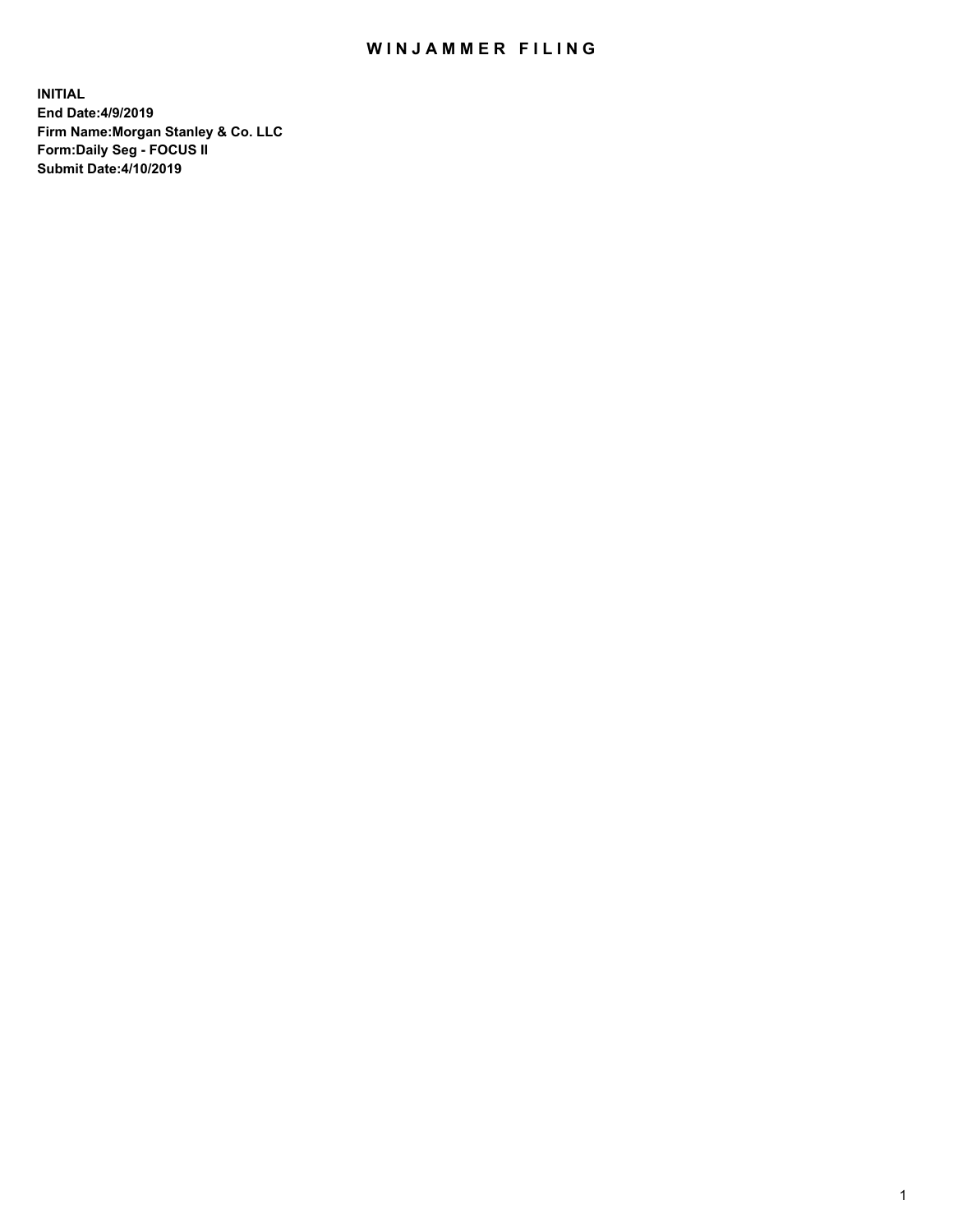# WINJAMMER FILING

**INITIAL**
**End Date:4/9/2019**
**Firm Name:Morgan Stanley & Co. LLC**
**Form:Daily Seg - FOCUS II**
**Submit Date:4/10/2019**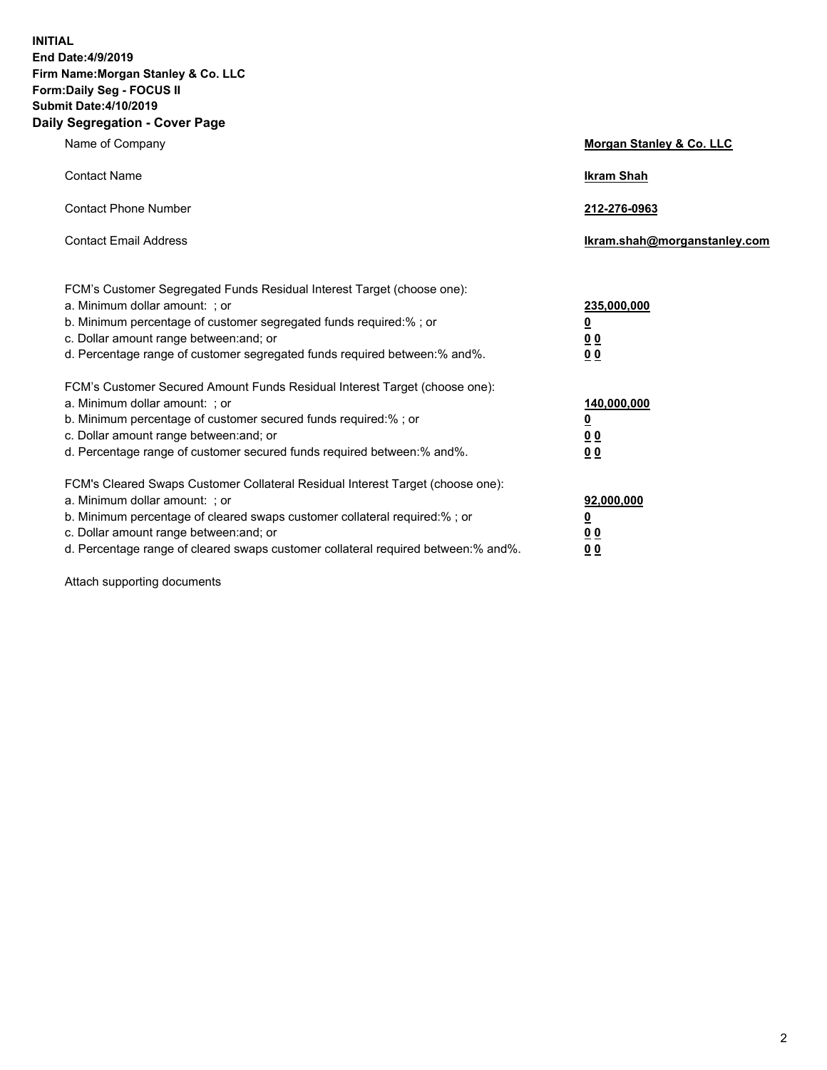**INITIAL**
**End Date:4/9/2019**
**Firm Name:Morgan Stanley & Co. LLC**
**Form:Daily Seg - FOCUS II**
**Submit Date:4/10/2019**
**Daily Segregation - Cover Page**

| | |
|---|---|
| Name of Company | **Morgan Stanley & Co. LLC** |
| Contact Name | **Ikram Shah** |
| Contact Phone Number | **212-276-0963** |
| Contact Email Address | **Ikram.shah@morganstanley.com** |

FCM's Customer Segregated Funds Residual Interest Target (choose one):

| | |
|---|---|
| a. Minimum dollar amount: ; or | **235,000,000** |
| b. Minimum percentage of customer segregated funds required:% ; or | **0** |
| c. Dollar amount range between:and; or | **0 0** |
| d. Percentage range of customer segregated funds required between:% and%. | **0 0** |

FCM's Customer Secured Amount Funds Residual Interest Target (choose one):

| | |
|---|---|
| a. Minimum dollar amount: ; or | **140,000,000** |
| b. Minimum percentage of customer secured funds required:% ; or | **0** |
| c. Dollar amount range between:and; or | **0 0** |
| d. Percentage range of customer secured funds required between:% and%. | **0 0** |

FCM's Cleared Swaps Customer Collateral Residual Interest Target (choose one):

| | |
|---|---|
| a. Minimum dollar amount: ; or | **92,000,000** |
| b. Minimum percentage of cleared swaps customer collateral required:% ; or | **0** |
| c. Dollar amount range between:and; or | **0 0** |
| d. Percentage range of cleared swaps customer collateral required between:% and%. | **0 0** |

Attach supporting documents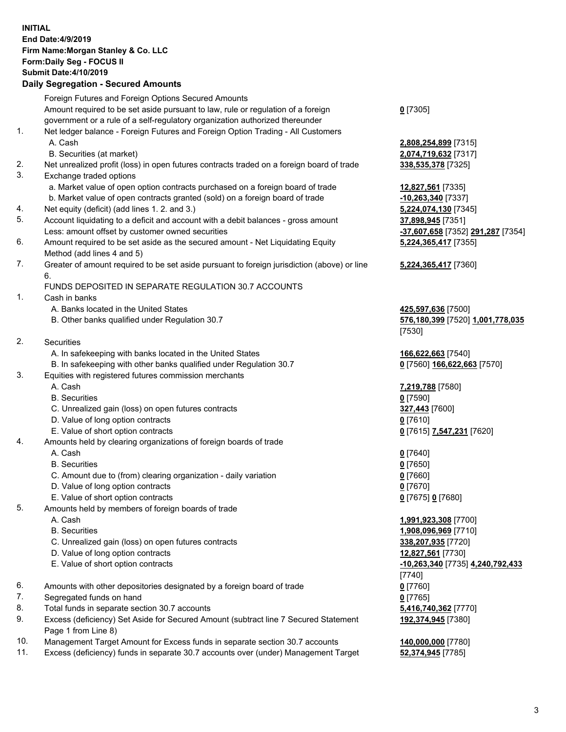**INITIAL**
**End Date:4/9/2019**
**Firm Name:Morgan Stanley & Co. LLC**
**Form:Daily Seg - FOCUS II**
**Submit Date:4/10/2019**

**Daily Segregation - Secured Amounts**

| | | |
|---|---|---|
| | Foreign Futures and Foreign Options Secured Amounts | |
| | Amount required to be set aside pursuant to law, rule or regulation of a foreign government or a rule of a self-regulatory organization authorized thereunder | **0** [7305] |
| 1. | Net ledger balance - Foreign Futures and Foreign Option Trading - All Customers | |
| | A. Cash | **2,808,254,899** [7315] |
| | B. Securities (at market) | **2,074,719,632** [7317] |
| 2. | Net unrealized profit (loss) in open futures contracts traded on a foreign board of trade | **338,535,378** [7325] |
| 3. | Exchange traded options | |
| | a. Market value of open option contracts purchased on a foreign board of trade | **12,827,561** [7335] |
| | b. Market value of open contracts granted (sold) on a foreign board of trade | **-10,263,340** [7337] |
| 4. | Net equity (deficit) (add lines 1. 2. and 3.) | **5,224,074,130** [7345] |
| 5. | Account liquidating to a deficit and account with a debit balances - gross amount | **37,898,945** [7351] |
| | Less: amount offset by customer owned securities | **-37,607,658** [7352] **291,287** [7354] |
| 6. | Amount required to be set aside as the secured amount - Net Liquidating Equity Method (add lines 4 and 5) | **5,224,365,417** [7355] |
| 7. | Greater of amount required to be set aside pursuant to foreign jurisdiction (above) or line 6. | **5,224,365,417** [7360] |
| | FUNDS DEPOSITED IN SEPARATE REGULATION 30.7 ACCOUNTS | |
| 1. | Cash in banks | |
| | A. Banks located in the United States | **425,597,636** [7500] |
| | B. Other banks qualified under Regulation 30.7 | **576,180,399** [7520] **1,001,778,035** [7530] |
| 2. | Securities | |
| | A. In safekeeping with banks located in the United States | **166,622,663** [7540] |
| | B. In safekeeping with other banks qualified under Regulation 30.7 | **0** [7560] **166,622,663** [7570] |
| 3. | Equities with registered futures commission merchants | |
| | A. Cash | **7,219,788** [7580] |
| | B. Securities | **0** [7590] |
| | C. Unrealized gain (loss) on open futures contracts | **327,443** [7600] |
| | D. Value of long option contracts | **0** [7610] |
| | E. Value of short option contracts | **0** [7615] **7,547,231** [7620] |
| 4. | Amounts held by clearing organizations of foreign boards of trade | |
| | A. Cash | **0** [7640] |
| | B. Securities | **0** [7650] |
| | C. Amount due to (from) clearing organization - daily variation | **0** [7660] |
| | D. Value of long option contracts | **0** [7670] |
| | E. Value of short option contracts | **0** [7675] **0** [7680] |
| 5. | Amounts held by members of foreign boards of trade | |
| | A. Cash | **1,991,923,308** [7700] |
| | B. Securities | **1,908,096,969** [7710] |
| | C. Unrealized gain (loss) on open futures contracts | **338,207,935** [7720] |
| | D. Value of long option contracts | **12,827,561** [7730] |
| | E. Value of short option contracts | **-10,263,340** [7735] **4,240,792,433** [7740] |
| 6. | Amounts with other depositories designated by a foreign board of trade | **0** [7760] |
| 7. | Segregated funds on hand | **0** [7765] |
| 8. | Total funds in separate section 30.7 accounts | **5,416,740,362** [7770] |
| 9. | Excess (deficiency) Set Aside for Secured Amount (subtract line 7 Secured Statement Page 1 from Line 8) | **192,374,945** [7380] |
| 10. | Management Target Amount for Excess funds in separate section 30.7 accounts | **140,000,000** [7780] |
| 11. | Excess (deficiency) funds in separate 30.7 accounts over (under) Management Target | **52,374,945** [7785] |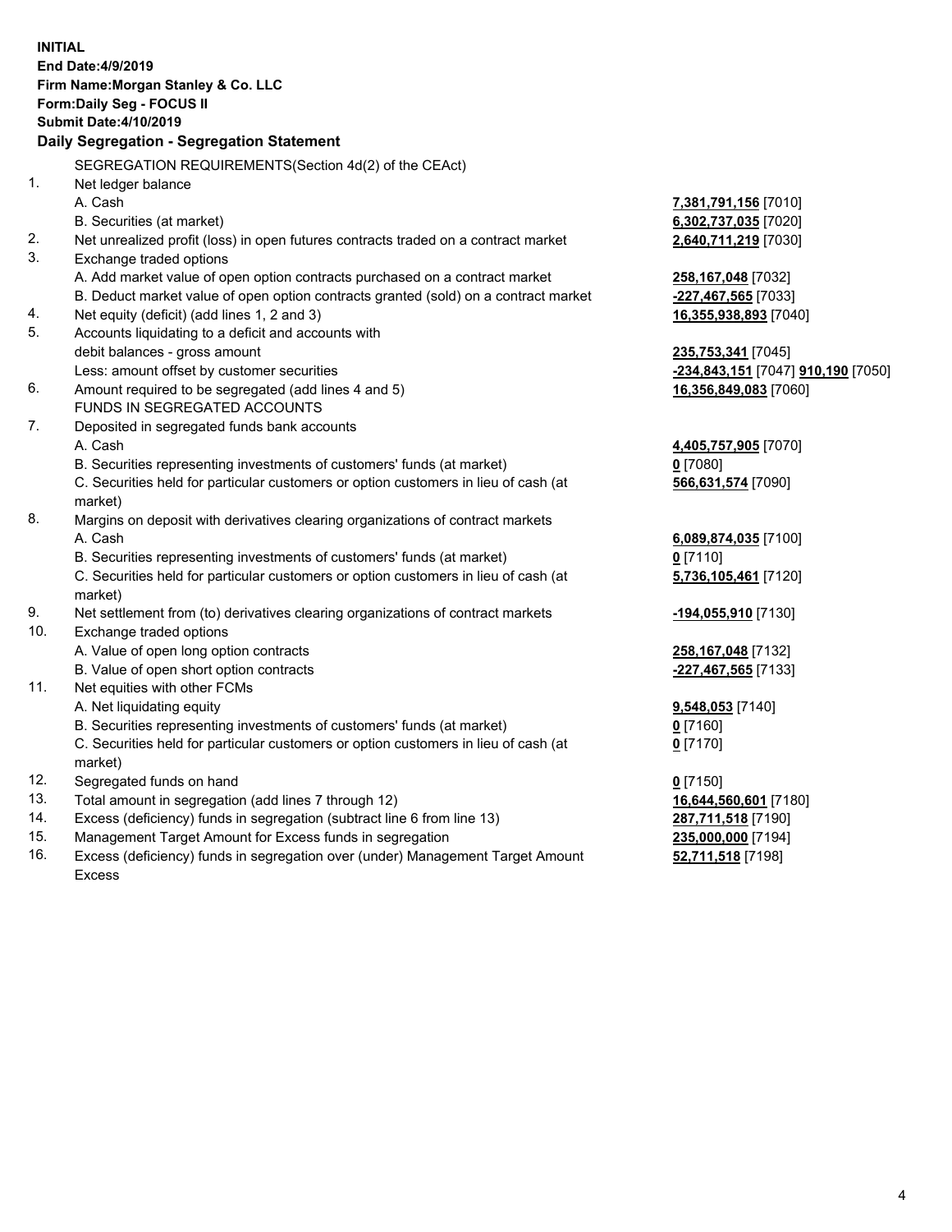**INITIAL**
**End Date:4/9/2019**
**Firm Name:Morgan Stanley & Co. LLC**
**Form:Daily Seg - FOCUS II**
**Submit Date:4/10/2019**

**Daily Segregation - Segregation Statement**

SEGREGATION REQUIREMENTS(Section 4d(2) of the CEAct)

| | | |
|---|---|---|
| 1. | Net ledger balance | |
| | A. Cash | **7,381,791,156** [7010] |
| | B. Securities (at market) | **6,302,737,035** [7020] |
| 2. | Net unrealized profit (loss) in open futures contracts traded on a contract market | **2,640,711,219** [7030] |
| 3. | Exchange traded options | |
| | A. Add market value of open option contracts purchased on a contract market | **258,167,048** [7032] |
| | B. Deduct market value of open option contracts granted (sold) on a contract market | **-227,467,565** [7033] |
| 4. | Net equity (deficit) (add lines 1, 2 and 3) | **16,355,938,893** [7040] |
| 5. | Accounts liquidating to a deficit and accounts with debit balances - gross amount | **235,753,341** [7045] |
| | Less: amount offset by customer securities | **-234,843,151** [7047] **910,190** [7050] |
| 6. | Amount required to be segregated (add lines 4 and 5) | **16,356,849,083** [7060] |
| | FUNDS IN SEGREGATED ACCOUNTS | |
| 7. | Deposited in segregated funds bank accounts | |
| | A. Cash | **4,405,757,905** [7070] |
| | B. Securities representing investments of customers' funds (at market) | **0** [7080] |
| | C. Securities held for particular customers or option customers in lieu of cash (at market) | **566,631,574** [7090] |
| 8. | Margins on deposit with derivatives clearing organizations of contract markets | |
| | A. Cash | **6,089,874,035** [7100] |
| | B. Securities representing investments of customers' funds (at market) | **0** [7110] |
| | C. Securities held for particular customers or option customers in lieu of cash (at market) | **5,736,105,461** [7120] |
| 9. | Net settlement from (to) derivatives clearing organizations of contract markets | **-194,055,910** [7130] |
| 10. | Exchange traded options | |
| | A. Value of open long option contracts | **258,167,048** [7132] |
| | B. Value of open short option contracts | **-227,467,565** [7133] |
| 11. | Net equities with other FCMs | |
| | A. Net liquidating equity | **9,548,053** [7140] |
| | B. Securities representing investments of customers' funds (at market) | **0** [7160] |
| | C. Securities held for particular customers or option customers in lieu of cash (at market) | **0** [7170] |
| 12. | Segregated funds on hand | **0** [7150] |
| 13. | Total amount in segregation (add lines 7 through 12) | **16,644,560,601** [7180] |
| 14. | Excess (deficiency) funds in segregation (subtract line 6 from line 13) | **287,711,518** [7190] |
| 15. | Management Target Amount for Excess funds in segregation | **235,000,000** [7194] |
| 16. | Excess (deficiency) funds in segregation over (under) Management Target Amount Excess | **52,711,518** [7198] |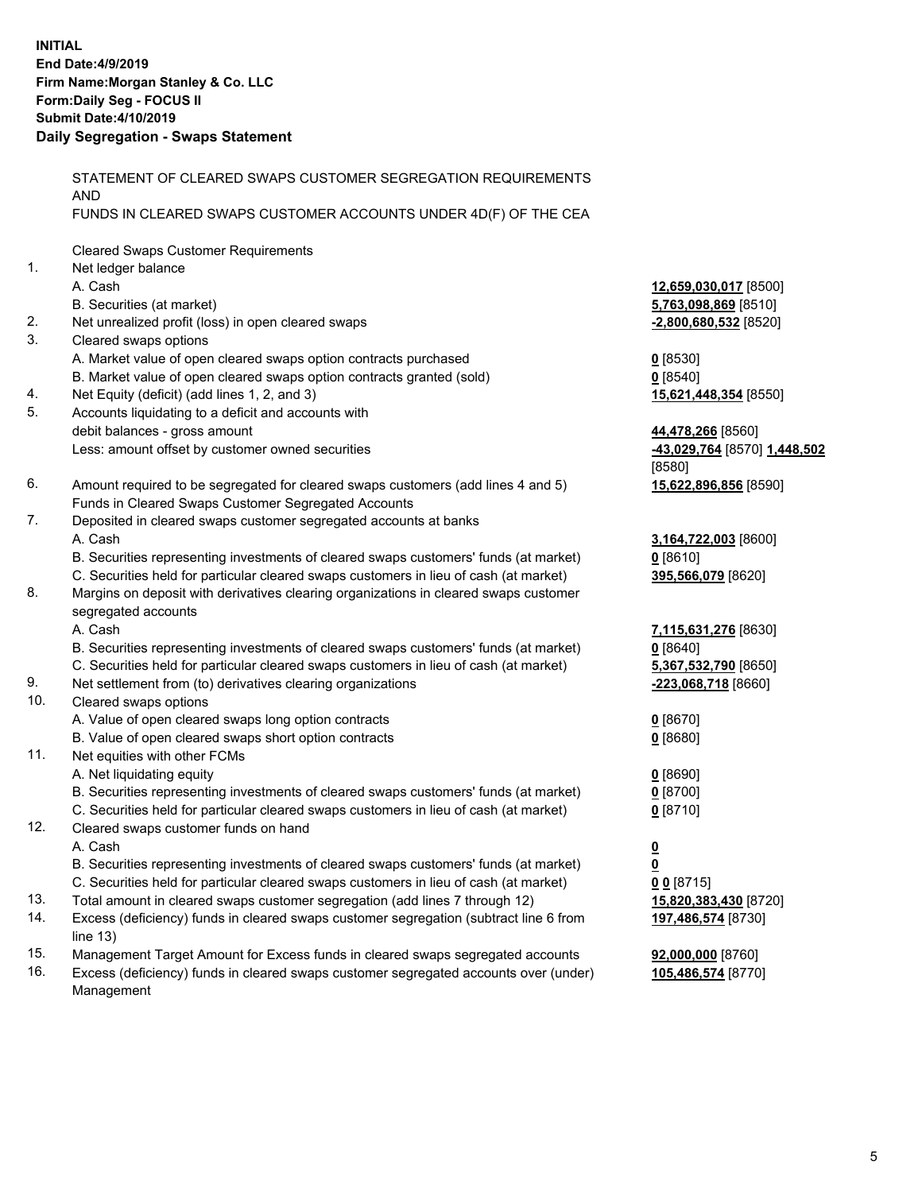**INITIAL**
**End Date:4/9/2019**
**Firm Name:Morgan Stanley & Co. LLC**
**Form:Daily Seg - FOCUS II**
**Submit Date:4/10/2019**
**Daily Segregation - Swaps Statement**

STATEMENT OF CLEARED SWAPS CUSTOMER SEGREGATION REQUIREMENTS AND FUNDS IN CLEARED SWAPS CUSTOMER ACCOUNTS UNDER 4D(F) OF THE CEA

| | | |
|---|---|---|
| | Cleared Swaps Customer Requirements | |
| 1. | Net ledger balance | |
| | A. Cash | **12,659,030,017** [8500] |
| | B. Securities (at market) | **5,763,098,869** [8510] |
| 2. | Net unrealized profit (loss) in open cleared swaps | **-2,800,680,532** [8520] |
| 3. | Cleared swaps options | |
| | A. Market value of open cleared swaps option contracts purchased | **0** [8530] |
| | B. Market value of open cleared swaps option contracts granted (sold) | **0** [8540] |
| 4. | Net Equity (deficit) (add lines 1, 2, and 3) | **15,621,448,354** [8550] |
| 5. | Accounts liquidating to a deficit and accounts with debit balances - gross amount | **44,478,266** [8560] |
| | Less: amount offset by customer owned securities | **-43,029,764** [8570] **1,448,502** [8580] |
| 6. | Amount required to be segregated for cleared swaps customers (add lines 4 and 5) | **15,622,896,856** [8590] |
| | Funds in Cleared Swaps Customer Segregated Accounts | |
| 7. | Deposited in cleared swaps customer segregated accounts at banks | |
| | A. Cash | **3,164,722,003** [8600] |
| | B. Securities representing investments of cleared swaps customers' funds (at market) | **0** [8610] |
| | C. Securities held for particular cleared swaps customers in lieu of cash (at market) | **395,566,079** [8620] |
| 8. | Margins on deposit with derivatives clearing organizations in cleared swaps customer segregated accounts | |
| | A. Cash | **7,115,631,276** [8630] |
| | B. Securities representing investments of cleared swaps customers' funds (at market) | **0** [8640] |
| | C. Securities held for particular cleared swaps customers in lieu of cash (at market) | **5,367,532,790** [8650] |
| 9. | Net settlement from (to) derivatives clearing organizations | **-223,068,718** [8660] |
| 10. | Cleared swaps options | |
| | A. Value of open cleared swaps long option contracts | **0** [8670] |
| | B. Value of open cleared swaps short option contracts | **0** [8680] |
| 11. | Net equities with other FCMs | |
| | A. Net liquidating equity | **0** [8690] |
| | B. Securities representing investments of cleared swaps customers' funds (at market) | **0** [8700] |
| | C. Securities held for particular cleared swaps customers in lieu of cash (at market) | **0** [8710] |
| 12. | Cleared swaps customer funds on hand | |
| | A. Cash | **0** |
| | B. Securities representing investments of cleared swaps customers' funds (at market) | **0** |
| | C. Securities held for particular cleared swaps customers in lieu of cash (at market) | **0** **0** [8715] |
| 13. | Total amount in cleared swaps customer segregation (add lines 7 through 12) | **15,820,383,430** [8720] |
| 14. | Excess (deficiency) funds in cleared swaps customer segregation (subtract line 6 from line 13) | **197,486,574** [8730] |
| 15. | Management Target Amount for Excess funds in cleared swaps segregated accounts | **92,000,000** [8760] |
| 16. | Excess (deficiency) funds in cleared swaps customer segregated accounts over (under) Management | **105,486,574** [8770] |